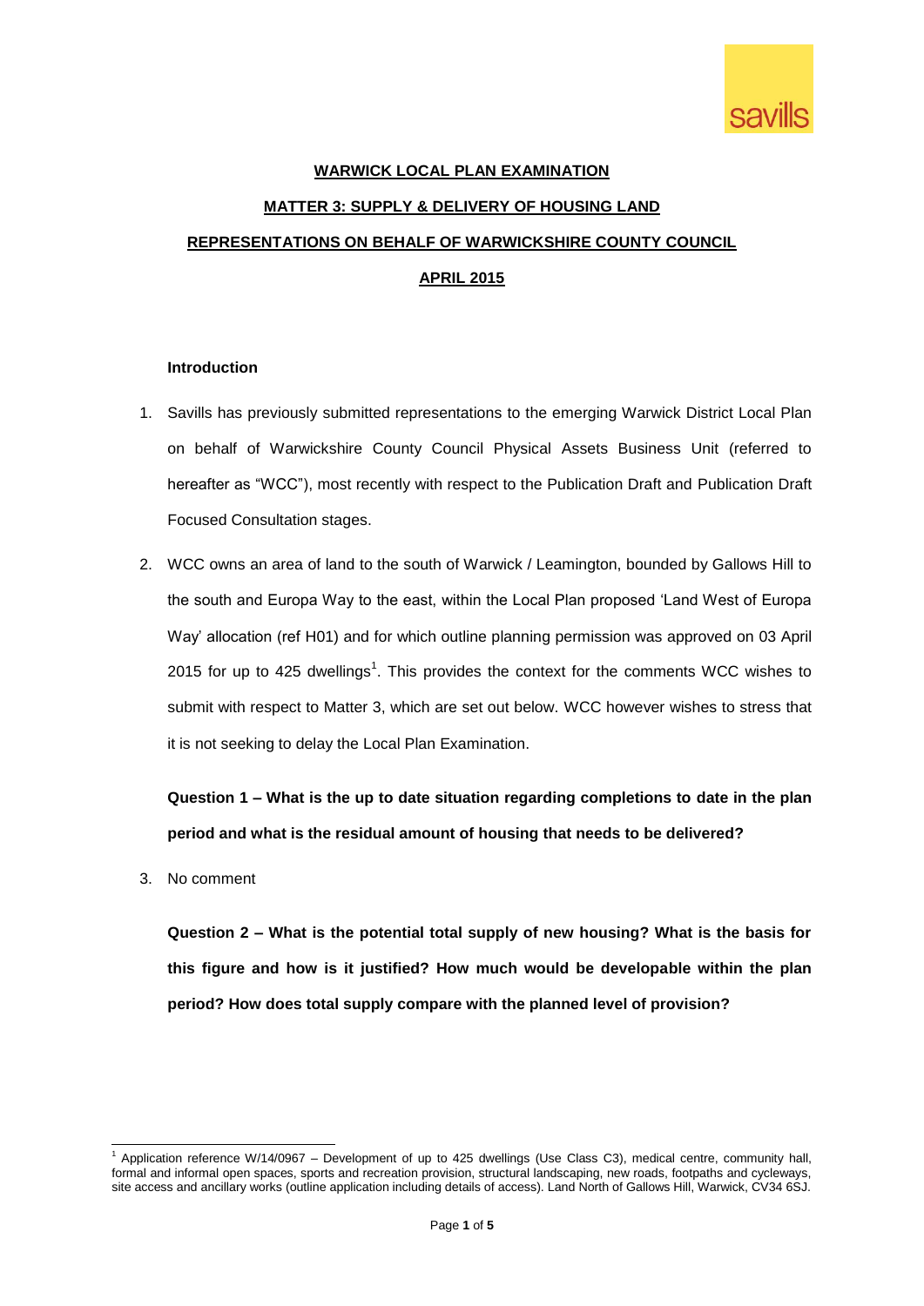**WARWICK LOCAL PLAN EXAMINATION**

**MATTER 3: SUPPLY & DELIVERY OF HOUSING LAND**

**REPRESENTATIONS ON BEHALF OF WARWICKSHIRE COUNTY COUNCIL**

**APRIL 2015**

**Introduction**

1. Savills has previously submitted representations to the emerging Warwick District Local Plan on behalf of Warwickshire County Council Physical Assets Business Unit (referred to hereafter as "WCC"), most recently with respect to the Publication Draft and Publication Draft Focused Consultation stages.

2. WCC owns an area of land to the south of Warwick / Leamington, bounded by Gallows Hill to the south and Europa Way to the east, within the Local Plan proposed 'Land West of Europa Way' allocation (ref H01) and for which outline planning permission was approved on 03 April 2015 for up to 425 dwellings[1]. This provides the context for the comments WCC wishes to submit with respect to Matter 3, which are set out below. WCC however wishes to stress that it is not seeking to delay the Local Plan Examination.

**Question 1 – What is the up to date situation regarding completions to date in the plan period and what is the residual amount of housing that needs to be delivered?**

3. No comment

**Question 2 – What is the potential total supply of new housing? What is the basis for this figure and how is it justified? How much would be developable within the plan period? How does total supply compare with the planned level of provision?**

[1] Application reference W/14/0967 – Development of up to 425 dwellings (Use Class C3), medical centre, community hall, formal and informal open spaces, sports and recreation provision, structural landscaping, new roads, footpaths and cycleways, site access and ancillary works (outline application including details of access). Land North of Gallows Hill, Warwick, CV34 6SJ.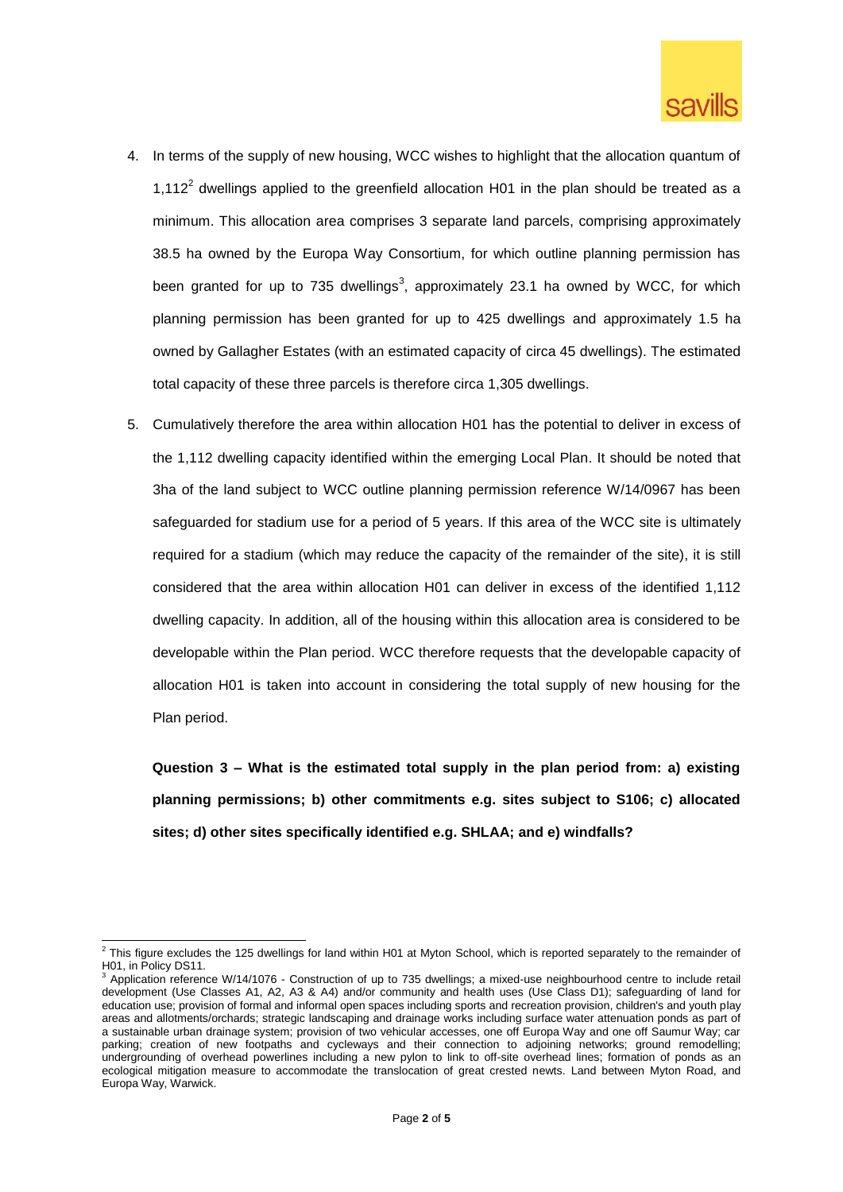4. In terms of the supply of new housing, WCC wishes to highlight that the allocation quantum of 1,112[2] dwellings applied to the greenfield allocation H01 in the plan should be treated as a minimum. This allocation area comprises 3 separate land parcels, comprising approximately 38.5 ha owned by the Europa Way Consortium, for which outline planning permission has been granted for up to 735 dwellings[3], approximately 23.1 ha owned by WCC, for which planning permission has been granted for up to 425 dwellings and approximately 1.5 ha owned by Gallagher Estates (with an estimated capacity of circa 45 dwellings). The estimated total capacity of these three parcels is therefore circa 1,305 dwellings.

5. Cumulatively therefore the area within allocation H01 has the potential to deliver in excess of the 1,112 dwelling capacity identified within the emerging Local Plan. It should be noted that 3ha of the land subject to WCC outline planning permission reference W/14/0967 has been safeguarded for stadium use for a period of 5 years. If this area of the WCC site is ultimately required for a stadium (which may reduce the capacity of the remainder of the site), it is still considered that the area within allocation H01 can deliver in excess of the identified 1,112 dwelling capacity. In addition, all of the housing within this allocation area is considered to be developable within the Plan period. WCC therefore requests that the developable capacity of allocation H01 is taken into account in considering the total supply of new housing for the Plan period.

**Question 3 – What is the estimated total supply in the plan period from: a) existing planning permissions; b) other commitments e.g. sites subject to S106; c) allocated sites; d) other sites specifically identified e.g. SHLAA; and e) windfalls?**

---

[2] This figure excludes the 125 dwellings for land within H01 at Myton School, which is reported separately to the remainder of H01, in Policy DS11.

[3] Application reference W/14/1076 - Construction of up to 735 dwellings; a mixed-use neighbourhood centre to include retail development (Use Classes A1, A2, A3 & A4) and/or community and health uses (Use Class D1); safeguarding of land for education use; provision of formal and informal open spaces including sports and recreation provision, children's and youth play areas and allotments/orchards; strategic landscaping and drainage works including surface water attenuation ponds as part of a sustainable urban drainage system; provision of two vehicular accesses, one off Europa Way and one off Saumur Way; car parking; creation of new footpaths and cycleways and their connection to adjoining networks; ground remodelling; undergrounding of overhead powerlines including a new pylon to link to off-site overhead lines; formation of ponds as an ecological mitigation measure to accommodate the translocation of great crested newts. Land between Myton Road, and Europa Way, Warwick.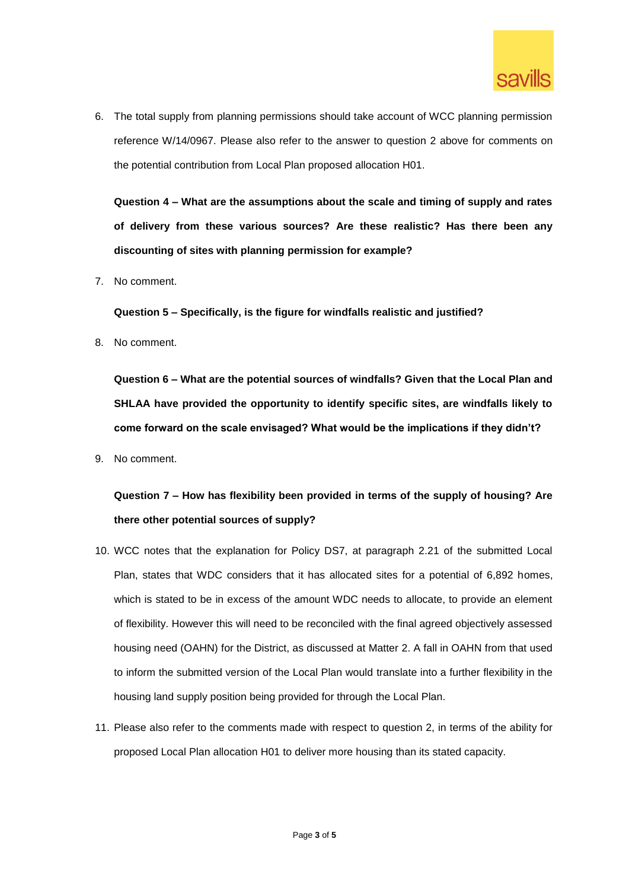6. The total supply from planning permissions should take account of WCC planning permission reference W/14/0967. Please also refer to the answer to question 2 above for comments on the potential contribution from Local Plan proposed allocation H01.

**Question 4 – What are the assumptions about the scale and timing of supply and rates of delivery from these various sources? Are these realistic? Has there been any discounting of sites with planning permission for example?**

7. No comment.

**Question 5 – Specifically, is the figure for windfalls realistic and justified?**

8. No comment.

**Question 6 – What are the potential sources of windfalls? Given that the Local Plan and SHLAA have provided the opportunity to identify specific sites, are windfalls likely to come forward on the scale envisaged? What would be the implications if they didn't?**

9. No comment.

**Question 7 – How has flexibility been provided in terms of the supply of housing? Are there other potential sources of supply?**

10. WCC notes that the explanation for Policy DS7, at paragraph 2.21 of the submitted Local Plan, states that WDC considers that it has allocated sites for a potential of 6,892 homes, which is stated to be in excess of the amount WDC needs to allocate, to provide an element of flexibility. However this will need to be reconciled with the final agreed objectively assessed housing need (OAHN) for the District, as discussed at Matter 2. A fall in OAHN from that used to inform the submitted version of the Local Plan would translate into a further flexibility in the housing land supply position being provided for through the Local Plan.

11. Please also refer to the comments made with respect to question 2, in terms of the ability for proposed Local Plan allocation H01 to deliver more housing than its stated capacity.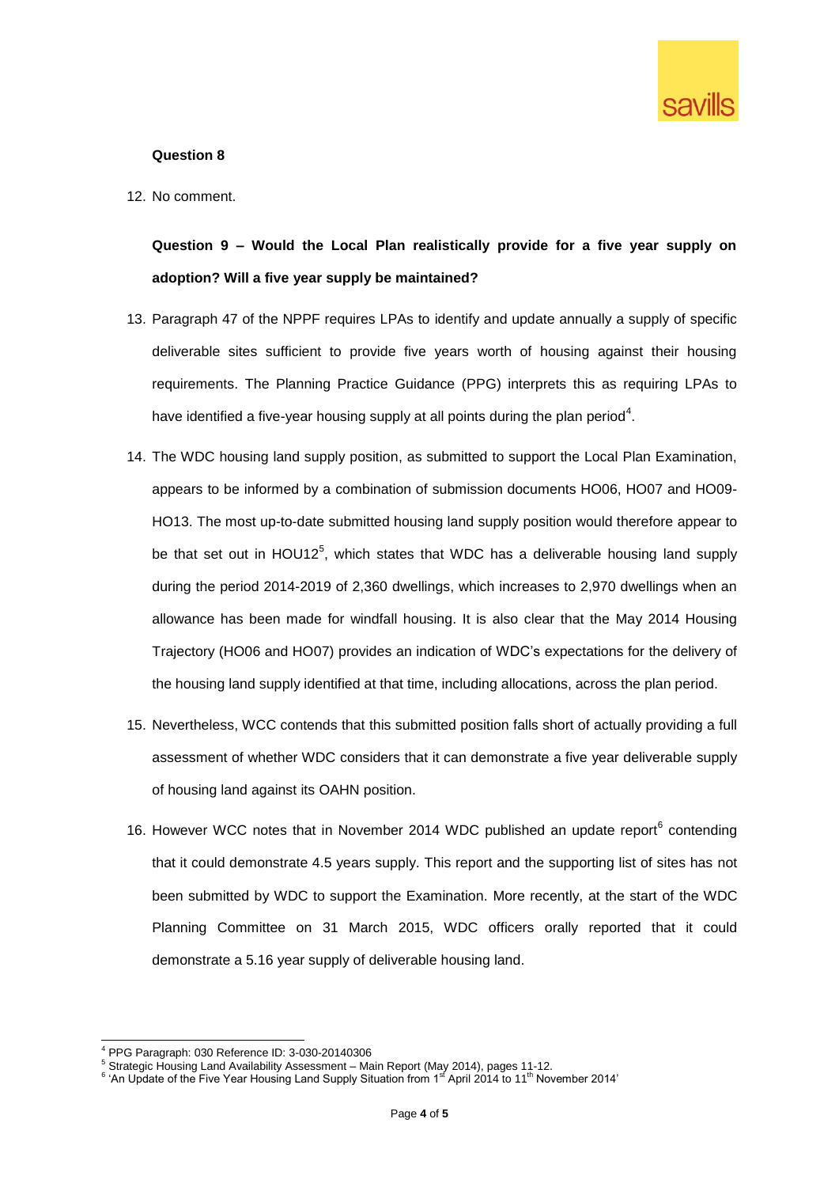**Question 8**

12. No comment.

**Question 9 – Would the Local Plan realistically provide for a five year supply on adoption? Will a five year supply be maintained?**

13. Paragraph 47 of the NPPF requires LPAs to identify and update annually a supply of specific deliverable sites sufficient to provide five years worth of housing against their housing requirements. The Planning Practice Guidance (PPG) interprets this as requiring LPAs to have identified a five-year housing supply at all points during the plan period[4].

14. The WDC housing land supply position, as submitted to support the Local Plan Examination, appears to be informed by a combination of submission documents HO06, HO07 and HO09-HO13. The most up-to-date submitted housing land supply position would therefore appear to be that set out in HOU12[5], which states that WDC has a deliverable housing land supply during the period 2014-2019 of 2,360 dwellings, which increases to 2,970 dwellings when an allowance has been made for windfall housing. It is also clear that the May 2014 Housing Trajectory (HO06 and HO07) provides an indication of WDC's expectations for the delivery of the housing land supply identified at that time, including allocations, across the plan period.

15. Nevertheless, WCC contends that this submitted position falls short of actually providing a full assessment of whether WDC considers that it can demonstrate a five year deliverable supply of housing land against its OAHN position.

16. However WCC notes that in November 2014 WDC published an update report[6] contending that it could demonstrate 4.5 years supply. This report and the supporting list of sites has not been submitted by WDC to support the Examination. More recently, at the start of the WDC Planning Committee on 31 March 2015, WDC officers orally reported that it could demonstrate a 5.16 year supply of deliverable housing land.

---

[4] PPG Paragraph: 030 Reference ID: 3-030-20140306

[5] Strategic Housing Land Availability Assessment – Main Report (May 2014), pages 11-12.

[6] 'An Update of the Five Year Housing Land Supply Situation from 1st April 2014 to 11th November 2014'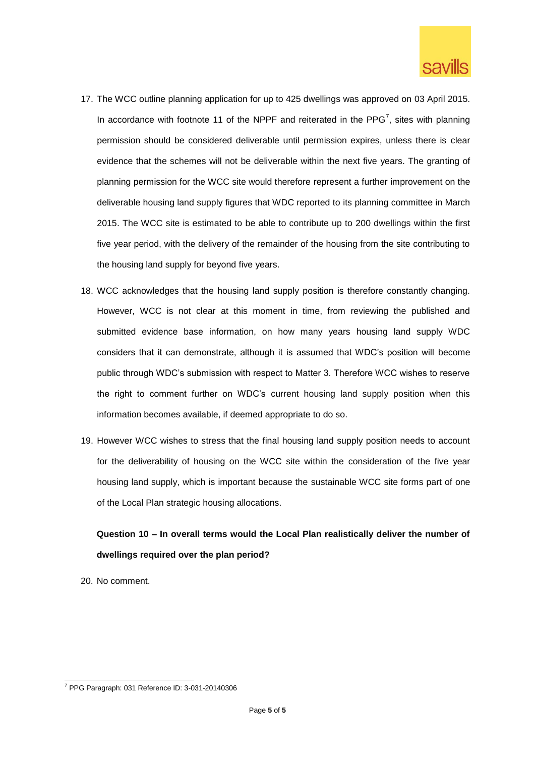17. The WCC outline planning application for up to 425 dwellings was approved on 03 April 2015. In accordance with footnote 11 of the NPPF and reiterated in the PPG[7], sites with planning permission should be considered deliverable until permission expires, unless there is clear evidence that the schemes will not be deliverable within the next five years. The granting of planning permission for the WCC site would therefore represent a further improvement on the deliverable housing land supply figures that WDC reported to its planning committee in March 2015. The WCC site is estimated to be able to contribute up to 200 dwellings within the first five year period, with the delivery of the remainder of the housing from the site contributing to the housing land supply for beyond five years.

18. WCC acknowledges that the housing land supply position is therefore constantly changing. However, WCC is not clear at this moment in time, from reviewing the published and submitted evidence base information, on how many years housing land supply WDC considers that it can demonstrate, although it is assumed that WDC's position will become public through WDC's submission with respect to Matter 3. Therefore WCC wishes to reserve the right to comment further on WDC's current housing land supply position when this information becomes available, if deemed appropriate to do so.

19. However WCC wishes to stress that the final housing land supply position needs to account for the deliverability of housing on the WCC site within the consideration of the five year housing land supply, which is important because the sustainable WCC site forms part of one of the Local Plan strategic housing allocations.

**Question 10 – In overall terms would the Local Plan realistically deliver the number of dwellings required over the plan period?**

20. No comment.

[7] PPG Paragraph: 031 Reference ID: 3-031-20140306